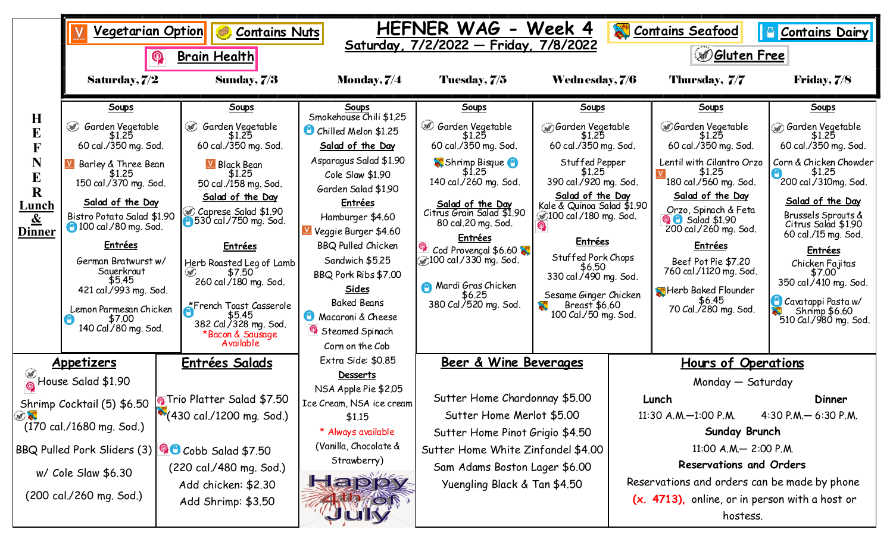# HEFNER WAG - Week 4

## Saturday, 7/2/2022 — Friday, 7/8/2022

Legend: Vegetarian Option | Contains Nuts | Brain Health | Contains Seafood | Contains Dairy | Gluten Free

## HEFNER Lunch & Dinner

| Saturday, 7/2 | Sunday, 7/3 | Monday, 7/4 | Tuesday, 7/5 | Wednesday, 7/6 | Thursday, 7/7 | Friday, 7/8 |
|---|---|---|---|---|---|---|
| **Soups** | **Soups** | **Soups** | **Soups** | **Soups** | **Soups** | **Soups** |
| Garden Vegetable $1.25 60 cal./350 mg. Sod. | Garden Vegetable $1.25 60 cal./350 mg. Sod. | Smokehouse Chili $1.25 | Garden Vegetable $1.25 60 cal./350 mg. Sod. | Garden Vegetable $1.25 60 cal./350 mg. Sod. | Garden Vegetable $1.25 60 cal./350 mg. Sod. | Garden Vegetable $1.25 60 cal./350 mg. Sod. |
| Barley & Three Bean $1.25 150 cal./370 mg. Sod. | Black Bean $1.25 50 cal./158 mg. Sod. | Chilled Melon $1.25 | Shrimp Bisque $1.25 140 cal./260 mg. Sod. | Stuffed Pepper $1.25 390 cal./920 mg. Sod. | Lentil with Cilantro Orzo $1.25 180 cal./560 mg. Sod. | Corn & Chicken Chowder $1.25 200 cal./310mg. Sod. |
| **Salad of the Day** | **Salad of the Day** | **Salad of the Day** | **Salad of the Day** | **Salad of the Day** | **Salad of the Day** | **Salad of the Day** |
| Bistro Potato Salad $1.90 100 cal./80 mg. Sod. | Caprese Salad $1.90 530 cal./750 mg. Sod. | Asparagus Salad $1.90<br>Cole Slaw $1.90<br>Garden Salad $1.90 | Citrus Grain Salad $1.90 80 cal.20 mg. Sod. | Kale & Quinoa Salad $1.90 100 cal./180 mg. Sod. | Orzo, Spinach & Feta Salad $1.90 200 cal./260 mg. Sod. | Brussels Sprouts & Citrus Salad $1.90 60 cal./15 mg. Sod. |
| **Entrées** | **Entrées** | **Entrées** | **Entrées** | **Entrées** | **Entrées** | **Entrées** |
| German Bratwurst w/ Sauerkraut $5.45 421 cal./993 mg. Sod. | Herb Roasted Leg of Lamb $7.50 260 cal./180 mg. Sod. | Hamburger $4.60<br>Veggie Burger $4.60<br>BBQ Pulled Chicken Sandwich $5.25<br>BBQ Pork Ribs $7.00 | Cod Provençal $6.60 100 cal./330 mg. Sod. | Stuffed Pork Chops $6.50 330 cal./490 mg. Sod. | Beef Pot Pie $7.20 760 cal./1120 mg. Sod. | Chicken Fajitas $7.00 350 cal./410 mg. Sod. |
| Lemon Parmesan Chicken $7.00 140 Cal./80 mg. Sod. | *French Toast Casserole $5.45 382 Cal./328 mg. Sod. *Bacon & Sausage Available | **Sides**<br>Baked Beans<br>Macaroni & Cheese<br>Steamed Spinach<br>Corn on the Cob<br>Extra Side: $0.85 | Mardi Gras Chicken $6.25 380 Cal./520 mg. Sod. | Sesame Ginger Chicken Breast $6.60 100 Cal./50 mg. Sod. | Herb Baked Flounder $6.45 70 Cal./280 mg. Sod. | Cavatappi Pasta w/ Shrimp $6.60 510 Cal./980 mg. Sod. |

### Appetizers

House Salad $1.90

Shrimp Cocktail (5) $6.50 (170 cal./1680 mg. Sod.)

BBQ Pulled Pork Sliders (3) w/ Cole Slaw $6.30 (200 cal./260 mg. Sod.)

### Entrées Salads

Trio Platter Salad $7.50 (430 cal./1200 mg. Sod.)

Cobb Salad $7.50 (220 cal./480 mg. Sod.)

Add chicken: $2.30

Add Shrimp: $3.50

### Desserts

NSA Apple Pie $2.05

Ice Cream, NSA ice cream $1.15

* Always available

(Vanilla, Chocolate & Strawberry)

Happy 4th of July

### Beer & Wine Beverages

Sutter Home Chardonnay $5.00

Sutter Home Merlot $5.00

Sutter Home Pinot Grigio $4.50

Sutter Home White Zinfandel $4.00

Sam Adams Boston Lager $6.00

Yuengling Black & Tan $4.50

### Hours of Operations

Monday — Saturday

| Lunch | Dinner |
|---|---|
| 11:30 A.M.—1:00 P.M. | 4:30 P.M.— 6:30 P.M. |

**Sunday Brunch**

11:00 A.M.— 2:00 P.M.

**Reservations and Orders**

Reservations and orders can be made by phone (x. 4713), online, or in person with a host or hostess.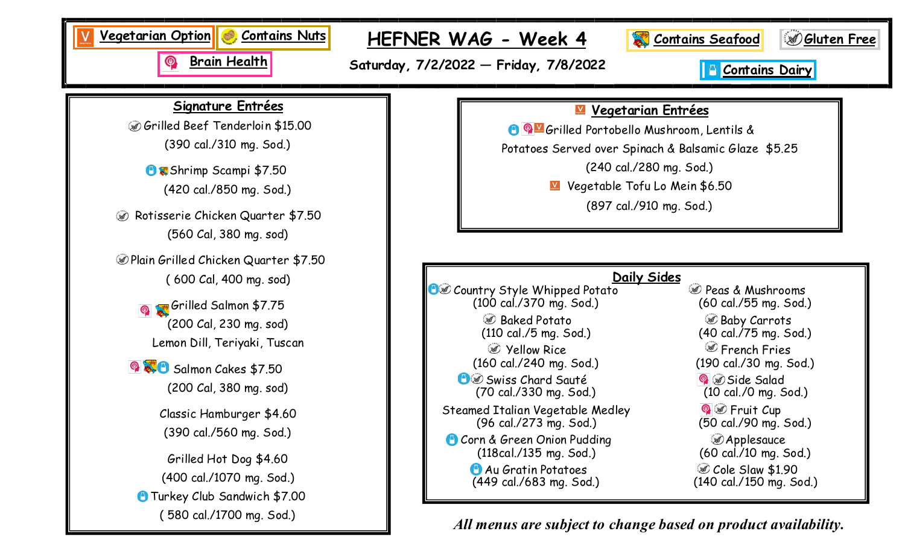Vegetarian Option | Contains Nuts | Brain Health

# HEFNER WAG - Week 4

Saturday, 7/2/2022 — Friday, 7/8/2022

Contains Seafood | Gluten Free | Contains Dairy

## Signature Entrées

Grilled Beef Tenderloin $15.00
(390 cal./310 mg. Sod.)

Shrimp Scampi $7.50
(420 cal./850 mg. Sod.)

Rotisserie Chicken Quarter $7.50
(560 Cal, 380 mg. sod)

Plain Grilled Chicken Quarter $7.50
( 600 Cal, 400 mg. sod)

Grilled Salmon $7.75
(200 Cal, 230 mg. sod)
Lemon Dill, Teriyaki, Tuscan

Salmon Cakes $7.50
(200 Cal, 380 mg. sod)

Classic Hamburger $4.60
(390 cal./560 mg. Sod.)

Grilled Hot Dog $4.60
(400 cal./1070 mg. Sod.)

Turkey Club Sandwich $7.00
( 580 cal./1700 mg. Sod.)

## Vegetarian Entrées

Grilled Portobello Mushroom, Lentils & Potatoes Served over Spinach & Balsamic Glaze $5.25
(240 cal./280 mg. Sod.)

Vegetable Tofu Lo Mein $6.50
(897 cal./910 mg. Sod.)

## Daily Sides

Country Style Whipped Potato
(100 cal./370 mg. Sod.)

Baked Potato
(110 cal./5 mg. Sod.)

Yellow Rice
(160 cal./240 mg. Sod.)

Swiss Chard Sauté
(70 cal./330 mg. Sod.)

Steamed Italian Vegetable Medley
(96 cal./273 mg. Sod.)

Corn & Green Onion Pudding
(118cal./135 mg. Sod.)

Au Gratin Potatoes
(449 cal./683 mg. Sod.)

Peas & Mushrooms
(60 cal./55 mg. Sod.)

Baby Carrots
(40 cal./75 mg. Sod.)

French Fries
(190 cal./30 mg. Sod.)

Side Salad
(10 cal./0 mg. Sod.)

Fruit Cup
(50 cal./90 mg. Sod.)

Applesauce
(60 cal./10 mg. Sod.)

Cole Slaw $1.90
(140 cal./150 mg. Sod.)

*All menus are subject to change based on product availability.*